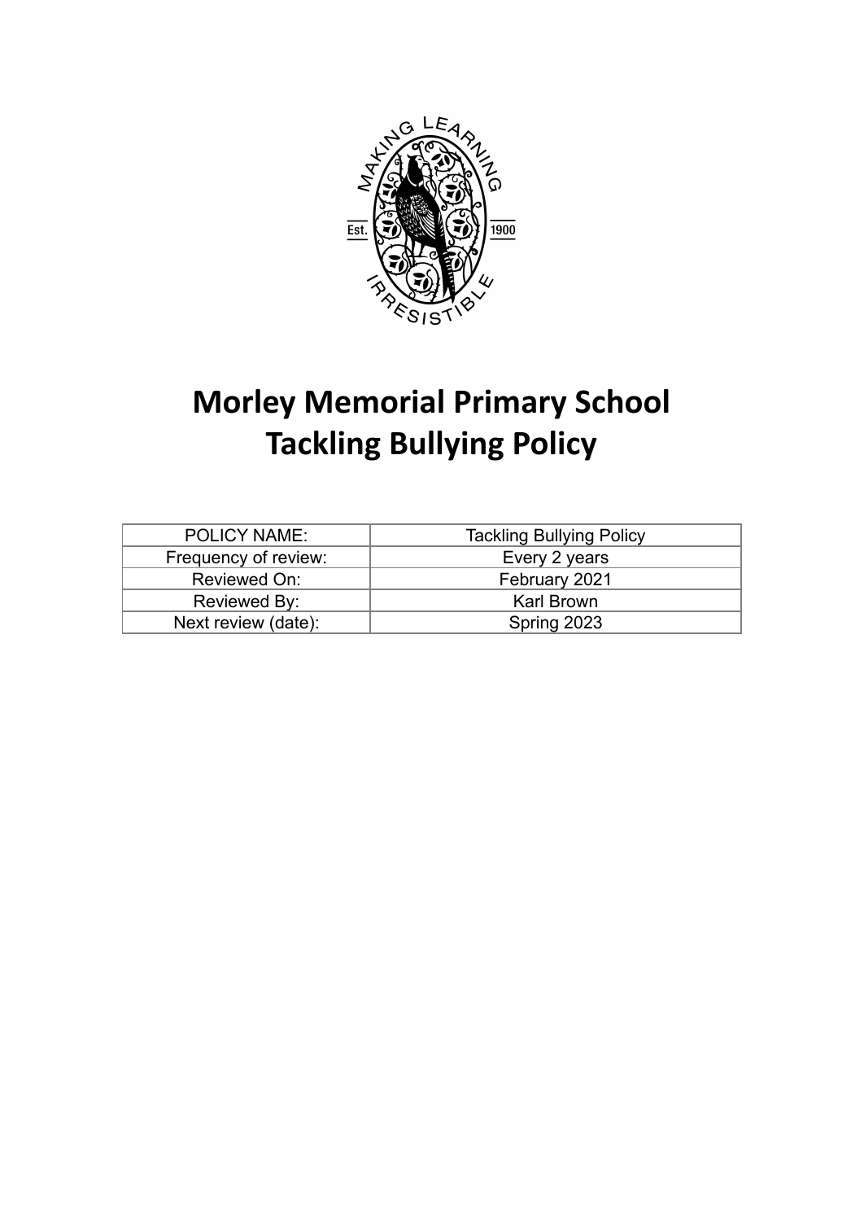# Morley Memorial Primary School
# Tackling Bullying Policy

| POLICY NAME: | Tackling Bullying Policy |
| --- | --- |
| Frequency of review: | Every 2 years |
| Reviewed On: | February 2021 |
| Reviewed By: | Karl Brown |
| Next review (date): | Spring 2023 |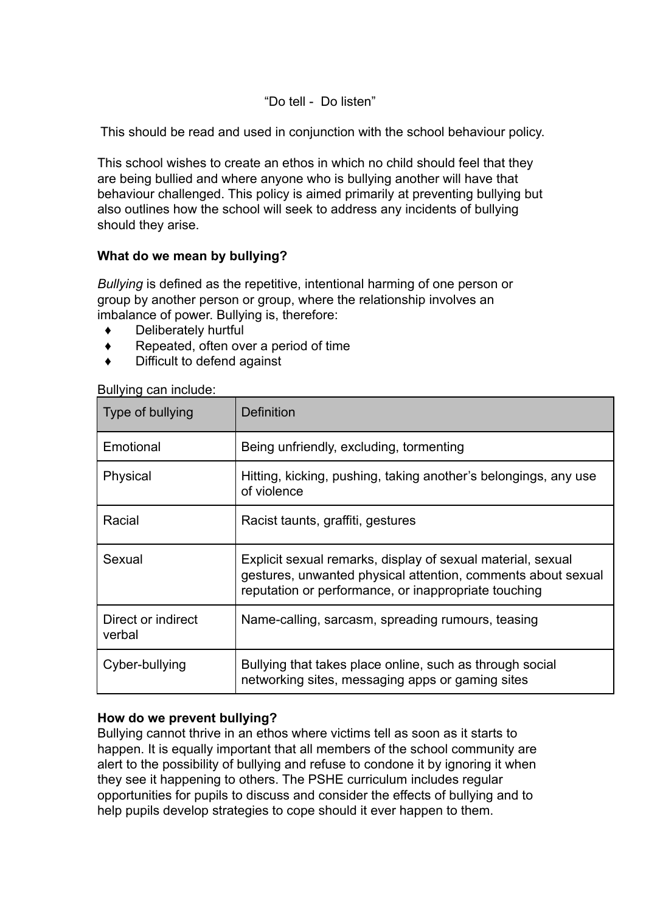"Do tell - Do listen"

This should be read and used in conjunction with the school behaviour policy.

This school wishes to create an ethos in which no child should feel that they are being bullied and where anyone who is bullying another will have that behaviour challenged. This policy is aimed primarily at preventing bullying but also outlines how the school will seek to address any incidents of bullying should they arise.

**What do we mean by bullying?**

*Bullying* is defined as the repetitive, intentional harming of one person or group by another person or group, where the relationship involves an imbalance of power. Bullying is, therefore:

- Deliberately hurtful
- Repeated, often over a period of time
- Difficult to defend against

Bullying can include:

| Type of bullying | Definition |
|---|---|
| Emotional | Being unfriendly, excluding, tormenting |
| Physical | Hitting, kicking, pushing, taking another's belongings, any use of violence |
| Racial | Racist taunts, graffiti, gestures |
| Sexual | Explicit sexual remarks, display of sexual material, sexual gestures, unwanted physical attention, comments about sexual reputation or performance, or inappropriate touching |
| Direct or indirect verbal | Name-calling, sarcasm, spreading rumours, teasing |
| Cyber-bullying | Bullying that takes place online, such as through social networking sites, messaging apps or gaming sites |

**How do we prevent bullying?**

Bullying cannot thrive in an ethos where victims tell as soon as it starts to happen. It is equally important that all members of the school community are alert to the possibility of bullying and refuse to condone it by ignoring it when they see it happening to others. The PSHE curriculum includes regular opportunities for pupils to discuss and consider the effects of bullying and to help pupils develop strategies to cope should it ever happen to them.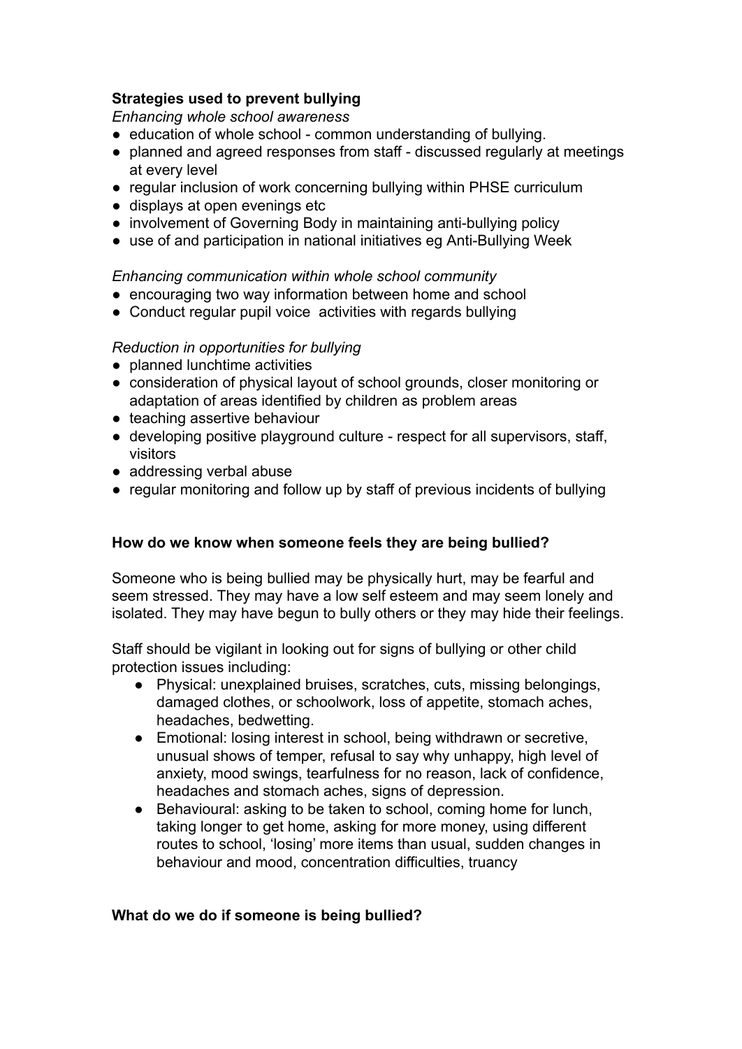**Strategies used to prevent bullying**

*Enhancing whole school awareness*

- education of whole school - common understanding of bullying.
- planned and agreed responses from staff - discussed regularly at meetings at every level
- regular inclusion of work concerning bullying within PHSE curriculum
- displays at open evenings etc
- involvement of Governing Body in maintaining anti-bullying policy
- use of and participation in national initiatives eg Anti-Bullying Week

*Enhancing communication within whole school community*

- encouraging two way information between home and school
- Conduct regular pupil voice activities with regards bullying

*Reduction in opportunities for bullying*

- planned lunchtime activities
- consideration of physical layout of school grounds, closer monitoring or adaptation of areas identified by children as problem areas
- teaching assertive behaviour
- developing positive playground culture - respect for all supervisors, staff, visitors
- addressing verbal abuse
- regular monitoring and follow up by staff of previous incidents of bullying

**How do we know when someone feels they are being bullied?**

Someone who is being bullied may be physically hurt, may be fearful and seem stressed. They may have a low self esteem and may seem lonely and isolated. They may have begun to bully others or they may hide their feelings.

Staff should be vigilant in looking out for signs of bullying or other child protection issues including:

- Physical: unexplained bruises, scratches, cuts, missing belongings, damaged clothes, or schoolwork, loss of appetite, stomach aches, headaches, bedwetting.
- Emotional: losing interest in school, being withdrawn or secretive, unusual shows of temper, refusal to say why unhappy, high level of anxiety, mood swings, tearfulness for no reason, lack of confidence, headaches and stomach aches, signs of depression.
- Behavioural: asking to be taken to school, coming home for lunch, taking longer to get home, asking for more money, using different routes to school, 'losing' more items than usual, sudden changes in behaviour and mood, concentration difficulties, truancy

**What do we do if someone is being bullied?**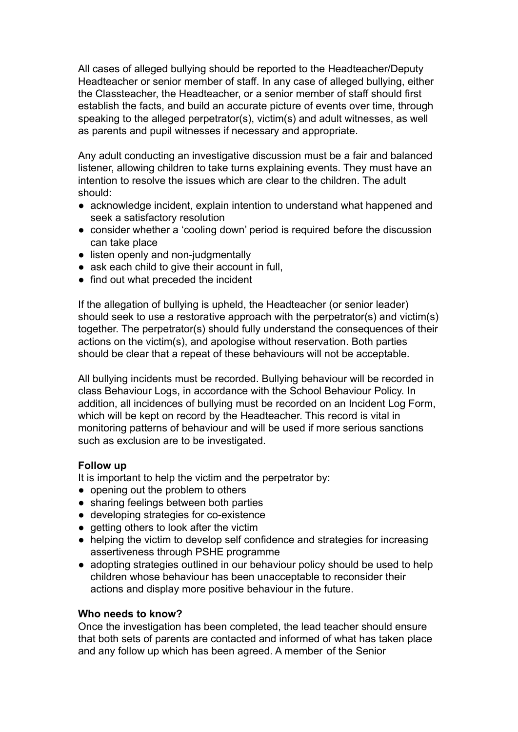All cases of alleged bullying should be reported to the Headteacher/Deputy Headteacher or senior member of staff. In any case of alleged bullying, either the Classteacher, the Headteacher, or a senior member of staff should first establish the facts, and build an accurate picture of events over time, through speaking to the alleged perpetrator(s), victim(s) and adult witnesses, as well as parents and pupil witnesses if necessary and appropriate.

Any adult conducting an investigative discussion must be a fair and balanced listener, allowing children to take turns explaining events. They must have an intention to resolve the issues which are clear to the children. The adult should:

- acknowledge incident, explain intention to understand what happened and seek a satisfactory resolution
- consider whether a 'cooling down' period is required before the discussion can take place
- listen openly and non-judgmentally
- ask each child to give their account in full,
- find out what preceded the incident

If the allegation of bullying is upheld, the Headteacher (or senior leader) should seek to use a restorative approach with the perpetrator(s) and victim(s) together. The perpetrator(s) should fully understand the consequences of their actions on the victim(s), and apologise without reservation. Both parties should be clear that a repeat of these behaviours will not be acceptable.

All bullying incidents must be recorded. Bullying behaviour will be recorded in class Behaviour Logs, in accordance with the School Behaviour Policy. In addition, all incidences of bullying must be recorded on an Incident Log Form, which will be kept on record by the Headteacher. This record is vital in monitoring patterns of behaviour and will be used if more serious sanctions such as exclusion are to be investigated.

**Follow up**

It is important to help the victim and the perpetrator by:

- opening out the problem to others
- sharing feelings between both parties
- developing strategies for co-existence
- getting others to look after the victim
- helping the victim to develop self confidence and strategies for increasing assertiveness through PSHE programme
- adopting strategies outlined in our behaviour policy should be used to help children whose behaviour has been unacceptable to reconsider their actions and display more positive behaviour in the future.

**Who needs to know?**

Once the investigation has been completed, the lead teacher should ensure that both sets of parents are contacted and informed of what has taken place and any follow up which has been agreed. A member of the Senior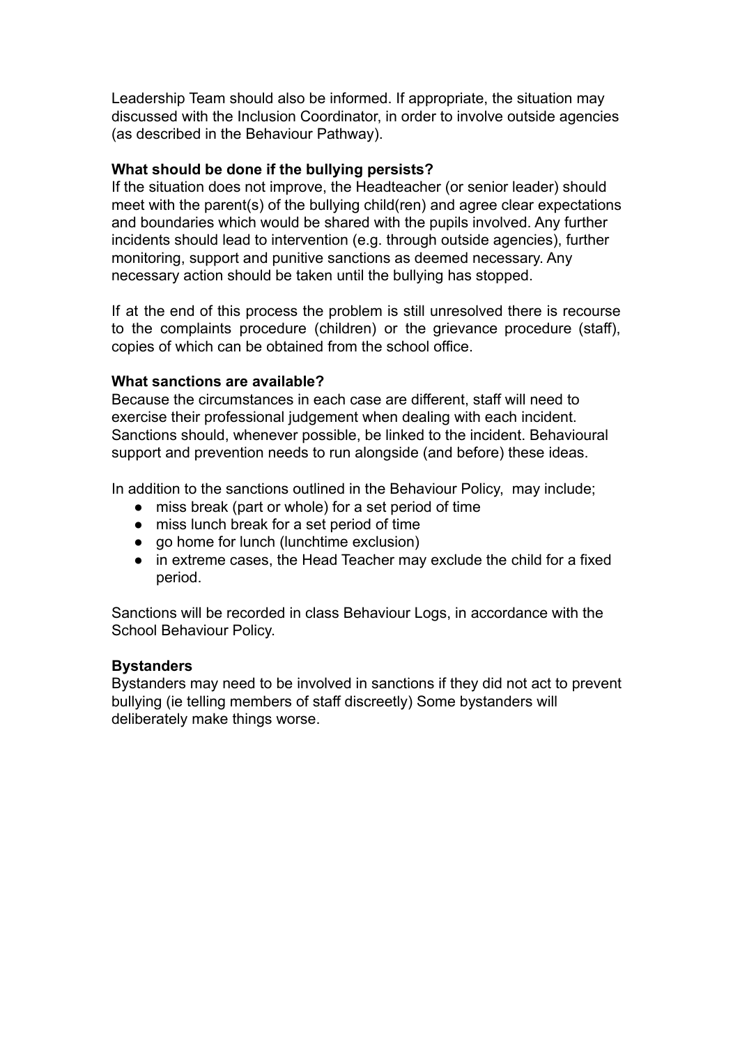Leadership Team should also be informed. If appropriate, the situation may discussed with the Inclusion Coordinator, in order to involve outside agencies (as described in the Behaviour Pathway).

**What should be done if the bullying persists?**

If the situation does not improve, the Headteacher (or senior leader) should meet with the parent(s) of the bullying child(ren) and agree clear expectations and boundaries which would be shared with the pupils involved. Any further incidents should lead to intervention (e.g. through outside agencies), further monitoring, support and punitive sanctions as deemed necessary. Any necessary action should be taken until the bullying has stopped.

If at the end of this process the problem is still unresolved there is recourse to the complaints procedure (children) or the grievance procedure (staff), copies of which can be obtained from the school office.

**What sanctions are available?**

Because the circumstances in each case are different, staff will need to exercise their professional judgement when dealing with each incident. Sanctions should, whenever possible, be linked to the incident. Behavioural support and prevention needs to run alongside (and before) these ideas.

In addition to the sanctions outlined in the Behaviour Policy, may include;

- miss break (part or whole) for a set period of time
- miss lunch break for a set period of time
- go home for lunch (lunchtime exclusion)
- in extreme cases, the Head Teacher may exclude the child for a fixed period.

Sanctions will be recorded in class Behaviour Logs, in accordance with the School Behaviour Policy.

**Bystanders**

Bystanders may need to be involved in sanctions if they did not act to prevent bullying (ie telling members of staff discreetly) Some bystanders will deliberately make things worse.